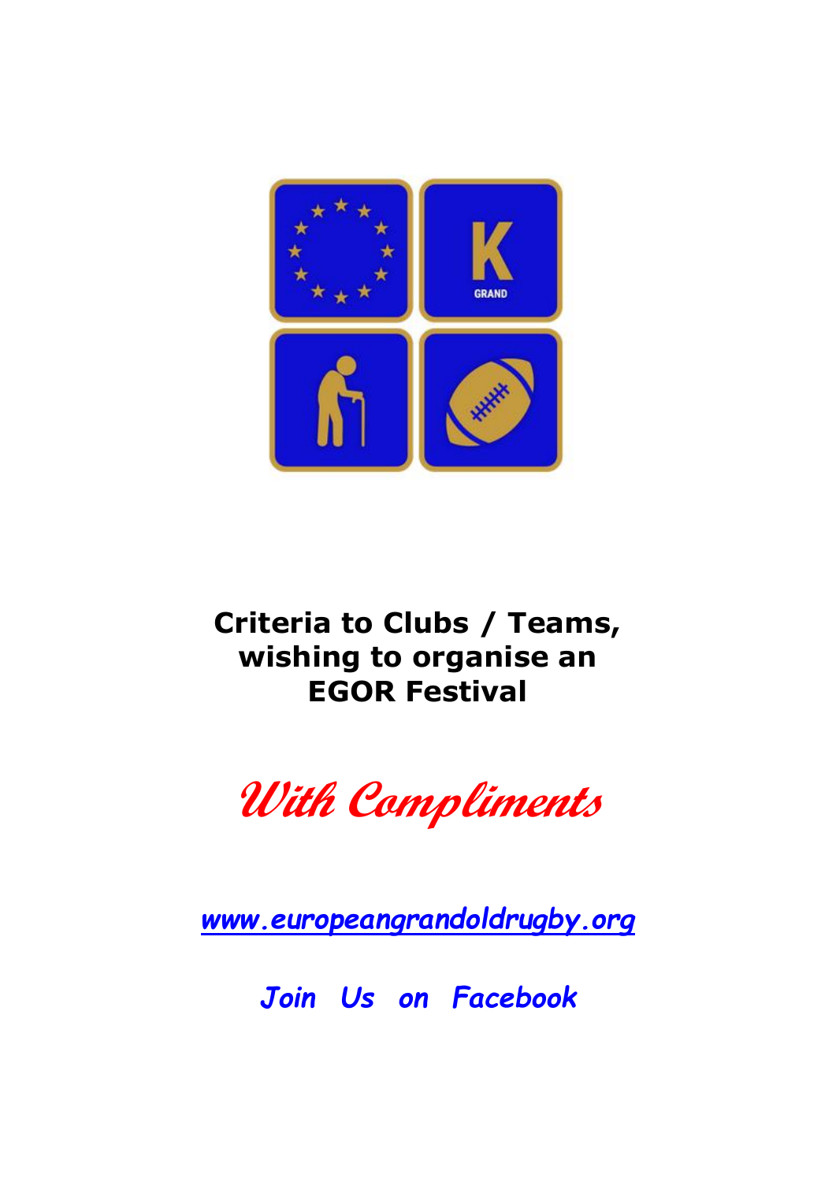# Criteria to Clubs / Teams, wishing to organise an EGOR Festival

*With Compliments*

*www.europeangrandoldrugby.org*

*Join Us on Facebook*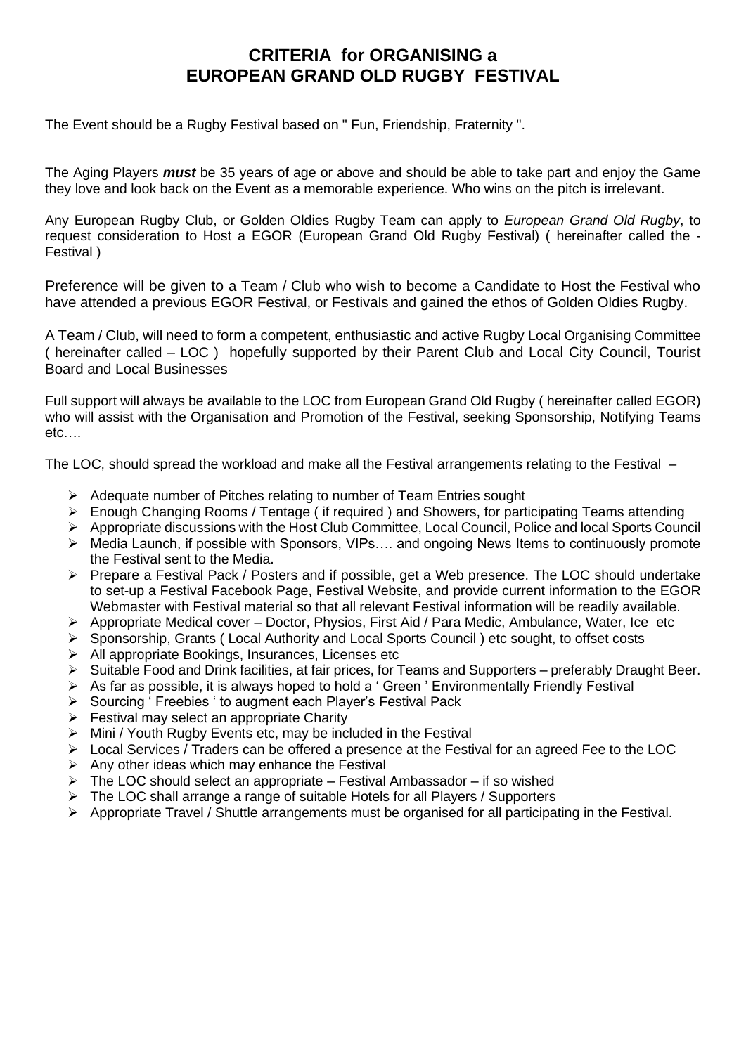# CRITERIA for ORGANISING a EUROPEAN GRAND OLD RUGBY FESTIVAL

The Event should be a Rugby Festival based on " Fun, Friendship, Fraternity ".

The Aging Players ***must*** be 35 years of age or above and should be able to take part and enjoy the Game they love and look back on the Event as a memorable experience. Who wins on the pitch is irrelevant.

Any European Rugby Club, or Golden Oldies Rugby Team can apply to *European Grand Old Rugby*, to request consideration to Host a EGOR (European Grand Old Rugby Festival) ( hereinafter called the - Festival )

Preference will be given to a Team / Club who wish to become a Candidate to Host the Festival who have attended a previous EGOR Festival, or Festivals and gained the ethos of Golden Oldies Rugby.

A Team / Club, will need to form a competent, enthusiastic and active Rugby Local Organising Committee ( hereinafter called – LOC ) hopefully supported by their Parent Club and Local City Council, Tourist Board and Local Businesses

Full support will always be available to the LOC from European Grand Old Rugby ( hereinafter called EGOR) who will assist with the Organisation and Promotion of the Festival, seeking Sponsorship, Notifying Teams etc….

The LOC, should spread the workload and make all the Festival arrangements relating to the Festival –

- Adequate number of Pitches relating to number of Team Entries sought
- Enough Changing Rooms / Tentage ( if required ) and Showers, for participating Teams attending
- Appropriate discussions with the Host Club Committee, Local Council, Police and local Sports Council
- Media Launch, if possible with Sponsors, VIPs…. and ongoing News Items to continuously promote the Festival sent to the Media.
- Prepare a Festival Pack / Posters and if possible, get a Web presence. The LOC should undertake to set-up a Festival Facebook Page, Festival Website, and provide current information to the EGOR Webmaster with Festival material so that all relevant Festival information will be readily available.
- Appropriate Medical cover – Doctor, Physios, First Aid / Para Medic, Ambulance, Water, Ice etc
- Sponsorship, Grants ( Local Authority and Local Sports Council ) etc sought, to offset costs
- All appropriate Bookings, Insurances, Licenses etc
- Suitable Food and Drink facilities, at fair prices, for Teams and Supporters – preferably Draught Beer.
- As far as possible, it is always hoped to hold a ' Green ' Environmentally Friendly Festival
- Sourcing ' Freebies ' to augment each Player's Festival Pack
- Festival may select an appropriate Charity
- Mini / Youth Rugby Events etc, may be included in the Festival
- Local Services / Traders can be offered a presence at the Festival for an agreed Fee to the LOC
- Any other ideas which may enhance the Festival
- The LOC should select an appropriate – Festival Ambassador – if so wished
- The LOC shall arrange a range of suitable Hotels for all Players / Supporters
- Appropriate Travel / Shuttle arrangements must be organised for all participating in the Festival.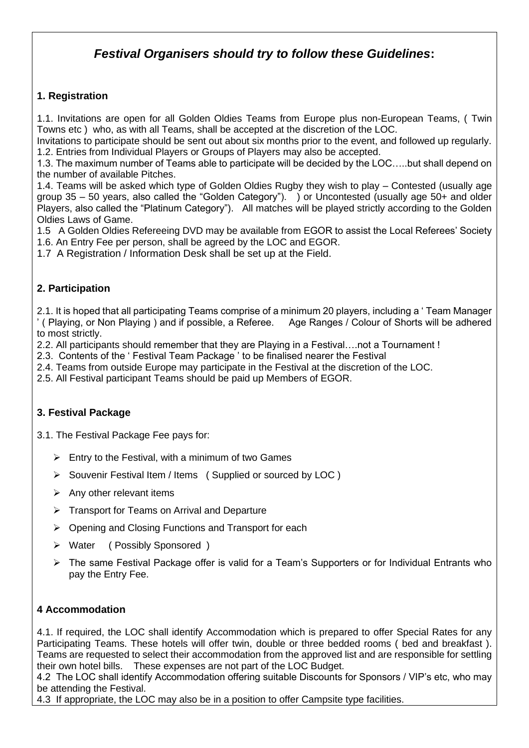# *Festival Organisers should try to follow these Guidelines***:**

### 1. Registration

1.1. Invitations are open for all Golden Oldies Teams from Europe plus non-European Teams, ( Twin Towns etc ) who, as with all Teams, shall be accepted at the discretion of the LOC.
Invitations to participate should be sent out about six months prior to the event, and followed up regularly.
1.2. Entries from Individual Players or Groups of Players may also be accepted.
1.3. The maximum number of Teams able to participate will be decided by the LOC…..but shall depend on the number of available Pitches.
1.4. Teams will be asked which type of Golden Oldies Rugby they wish to play – Contested (usually age group 35 – 50 years, also called the "Golden Category"). ) or Uncontested (usually age 50+ and older Players, also called the "Platinum Category"). All matches will be played strictly according to the Golden Oldies Laws of Game.
1.5 A Golden Oldies Refereeing DVD may be available from EGOR to assist the Local Referees' Society
1.6. An Entry Fee per person, shall be agreed by the LOC and EGOR.
1.7 A Registration / Information Desk shall be set up at the Field.

### 2. Participation

2.1. It is hoped that all participating Teams comprise of a minimum 20 players, including a ' Team Manager ' ( Playing, or Non Playing ) and if possible, a Referee. Age Ranges / Colour of Shorts will be adhered to most strictly.
2.2. All participants should remember that they are Playing in a Festival….not a Tournament !
2.3. Contents of the ' Festival Team Package ' to be finalised nearer the Festival
2.4. Teams from outside Europe may participate in the Festival at the discretion of the LOC.
2.5. All Festival participant Teams should be paid up Members of EGOR.

### 3. Festival Package

3.1. The Festival Package Fee pays for:

- Entry to the Festival, with a minimum of two Games
- Souvenir Festival Item / Items ( Supplied or sourced by LOC )
- Any other relevant items
- Transport for Teams on Arrival and Departure
- Opening and Closing Functions and Transport for each
- Water ( Possibly Sponsored )
- The same Festival Package offer is valid for a Team's Supporters or for Individual Entrants who pay the Entry Fee.

### 4 Accommodation

4.1. If required, the LOC shall identify Accommodation which is prepared to offer Special Rates for any Participating Teams. These hotels will offer twin, double or three bedded rooms ( bed and breakfast ). Teams are requested to select their accommodation from the approved list and are responsible for settling their own hotel bills. These expenses are not part of the LOC Budget.
4.2 The LOC shall identify Accommodation offering suitable Discounts for Sponsors / VIP's etc, who may be attending the Festival.
4.3 If appropriate, the LOC may also be in a position to offer Campsite type facilities.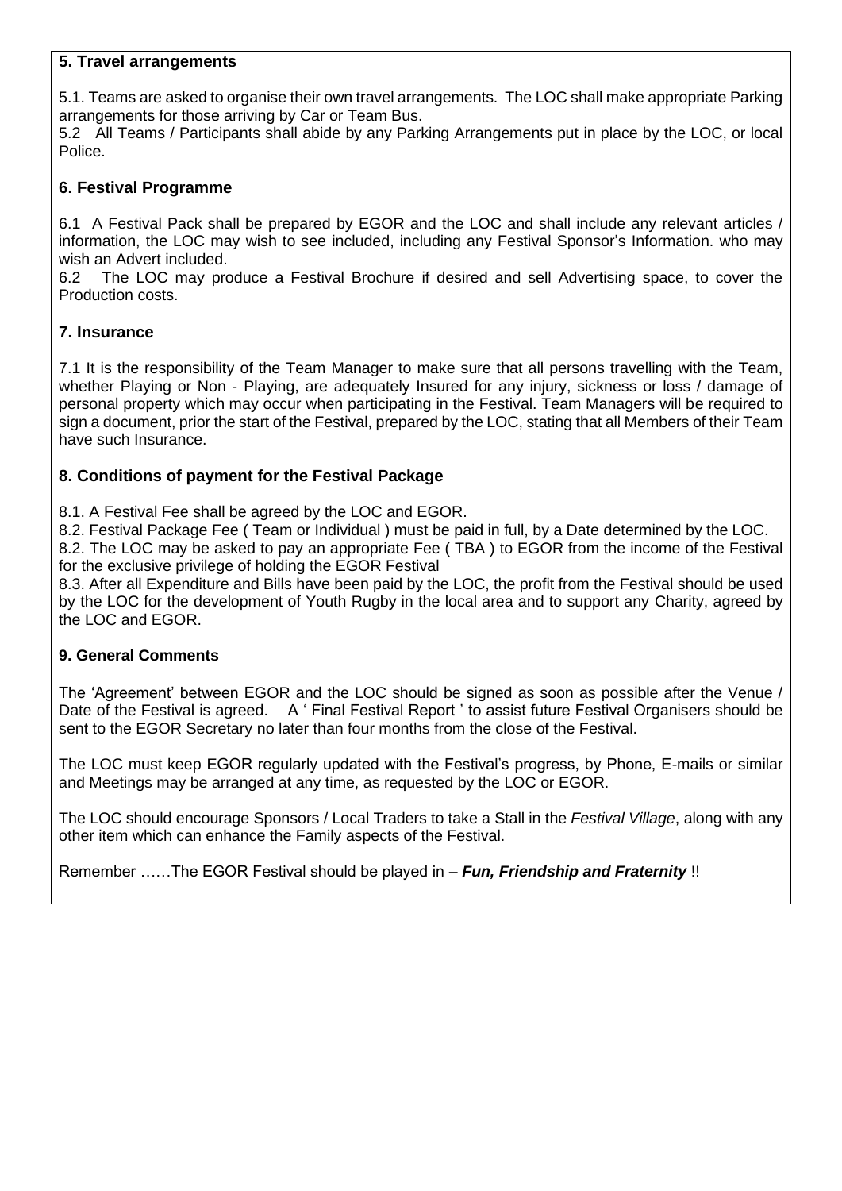## 5. Travel arrangements

5.1. Teams are asked to organise their own travel arrangements. The LOC shall make appropriate Parking arrangements for those arriving by Car or Team Bus.
5.2 All Teams / Participants shall abide by any Parking Arrangements put in place by the LOC, or local Police.

## 6. Festival Programme

6.1 A Festival Pack shall be prepared by EGOR and the LOC and shall include any relevant articles / information, the LOC may wish to see included, including any Festival Sponsor's Information. who may wish an Advert included.
6.2 The LOC may produce a Festival Brochure if desired and sell Advertising space, to cover the Production costs.

## 7. Insurance

7.1 It is the responsibility of the Team Manager to make sure that all persons travelling with the Team, whether Playing or Non - Playing, are adequately Insured for any injury, sickness or loss / damage of personal property which may occur when participating in the Festival. Team Managers will be required to sign a document, prior the start of the Festival, prepared by the LOC, stating that all Members of their Team have such Insurance.

## 8. Conditions of payment for the Festival Package

8.1. A Festival Fee shall be agreed by the LOC and EGOR.
8.2. Festival Package Fee ( Team or Individual ) must be paid in full, by a Date determined by the LOC.
8.2. The LOC may be asked to pay an appropriate Fee ( TBA ) to EGOR from the income of the Festival for the exclusive privilege of holding the EGOR Festival
8.3. After all Expenditure and Bills have been paid by the LOC, the profit from the Festival should be used by the LOC for the development of Youth Rugby in the local area and to support any Charity, agreed by the LOC and EGOR.

## 9. General Comments

The 'Agreement' between EGOR and the LOC should be signed as soon as possible after the Venue / Date of the Festival is agreed. A ' Final Festival Report ' to assist future Festival Organisers should be sent to the EGOR Secretary no later than four months from the close of the Festival.

The LOC must keep EGOR regularly updated with the Festival's progress, by Phone, E-mails or similar and Meetings may be arranged at any time, as requested by the LOC or EGOR.

The LOC should encourage Sponsors / Local Traders to take a Stall in the *Festival Village*, along with any other item which can enhance the Family aspects of the Festival.

Remember ……The EGOR Festival should be played in – ***Fun, Friendship and Fraternity*** !!